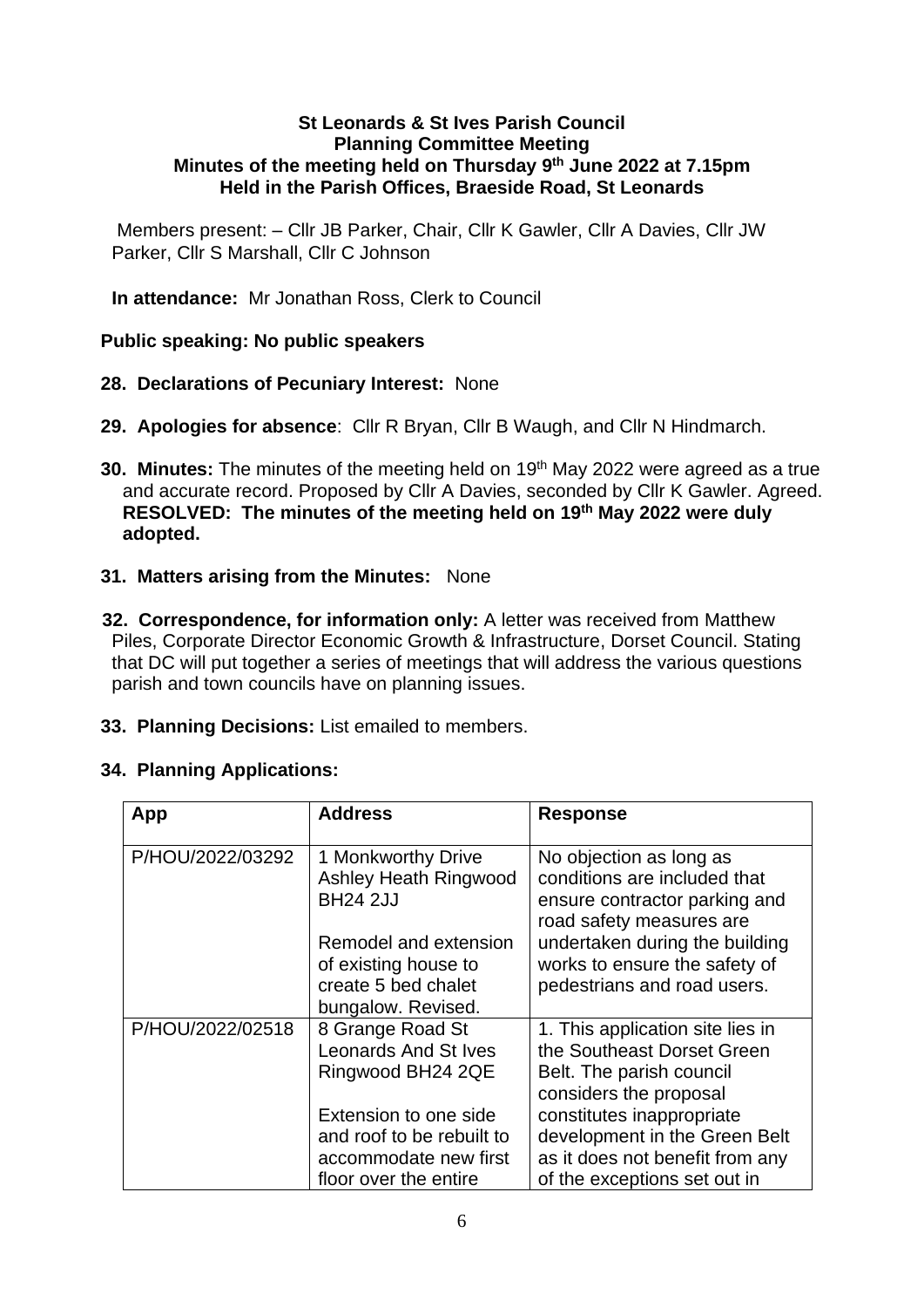**St Leonards & St Ives Parish Council**
**Planning Committee Meeting**
**Minutes of the meeting held on Thursday 9th June 2022 at 7.15pm**
**Held in the Parish Offices, Braeside Road, St Leonards**

Members present: – Cllr JB Parker, Chair, Cllr K Gawler, Cllr A Davies, Cllr JW Parker, Cllr S Marshall, Cllr C Johnson

**In attendance:** Mr Jonathan Ross, Clerk to Council

**Public speaking: No public speakers**

**28. Declarations of Pecuniary Interest:** None

**29. Apologies for absence**: Cllr R Bryan, Cllr B Waugh, and Cllr N Hindmarch.

**30. Minutes:** The minutes of the meeting held on 19th May 2022 were agreed as a true and accurate record. Proposed by Cllr A Davies, seconded by Cllr K Gawler. Agreed.
**RESOLVED: The minutes of the meeting held on 19th May 2022 were duly adopted.**

**31. Matters arising from the Minutes:** None

**32. Correspondence, for information only:** A letter was received from Matthew Piles, Corporate Director Economic Growth & Infrastructure, Dorset Council. Stating that DC will put together a series of meetings that will address the various questions parish and town councils have on planning issues.

**33. Planning Decisions:** List emailed to members.

**34. Planning Applications:**

| App | Address | Response |
|---|---|---|
| P/HOU/2022/03292 | 1 Monkworthy Drive Ashley Heath Ringwood BH24 2JJ<br><br>Remodel and extension of existing house to create 5 bed chalet bungalow. Revised. | No objection as long as conditions are included that ensure contractor parking and road safety measures are undertaken during the building works to ensure the safety of pedestrians and road users. |
| P/HOU/2022/02518 | 8 Grange Road St Leonards And St Ives Ringwood BH24 2QE<br><br>Extension to one side and roof to be rebuilt to accommodate new first floor over the entire | 1. This application site lies in the Southeast Dorset Green Belt. The parish council considers the proposal constitutes inappropriate development in the Green Belt as it does not benefit from any of the exceptions set out in |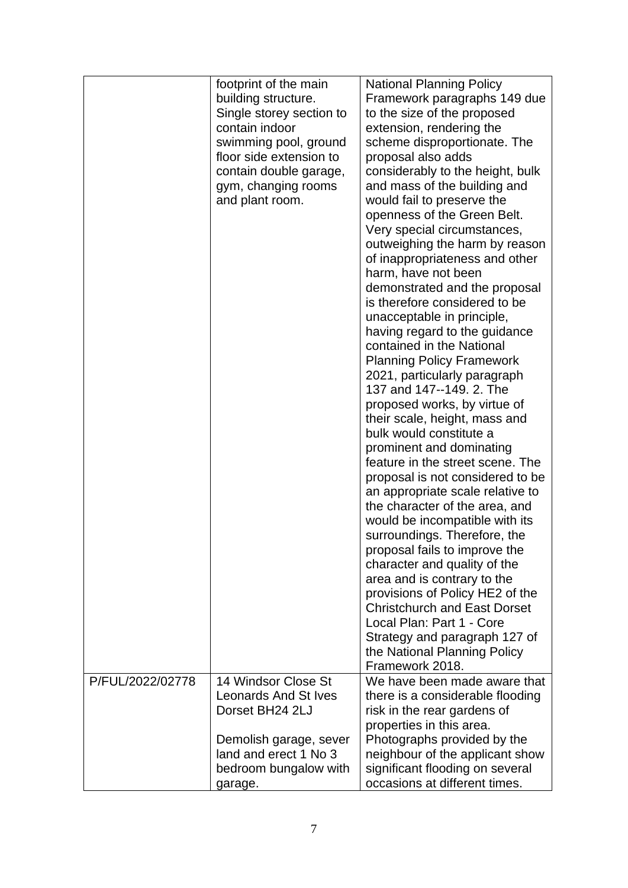| | | |
|---|---|---|
| | footprint of the main building structure. Single storey section to contain indoor swimming pool, ground floor side extension to contain double garage, gym, changing rooms and plant room. | National Planning Policy Framework paragraphs 149 due to the size of the proposed extension, rendering the scheme disproportionate. The proposal also adds considerably to the height, bulk and mass of the building and would fail to preserve the openness of the Green Belt. Very special circumstances, outweighing the harm by reason of inappropriateness and other harm, have not been demonstrated and the proposal is therefore considered to be unacceptable in principle, having regard to the guidance contained in the National Planning Policy Framework 2021, particularly paragraph 137 and 147--149. 2. The proposed works, by virtue of their scale, height, mass and bulk would constitute a prominent and dominating feature in the street scene. The proposal is not considered to be an appropriate scale relative to the character of the area, and would be incompatible with its surroundings. Therefore, the proposal fails to improve the character and quality of the area and is contrary to the provisions of Policy HE2 of the Christchurch and East Dorset Local Plan: Part 1 - Core Strategy and paragraph 127 of the National Planning Policy Framework 2018. |
| P/FUL/2022/02778 | 14 Windsor Close St Leonards And St Ives Dorset BH24 2LJ<br><br>Demolish garage, sever land and erect 1 No 3 bedroom bungalow with garage. | We have been made aware that there is a considerable flooding risk in the rear gardens of properties in this area. Photographs provided by the neighbour of the applicant show significant flooding on several occasions at different times. |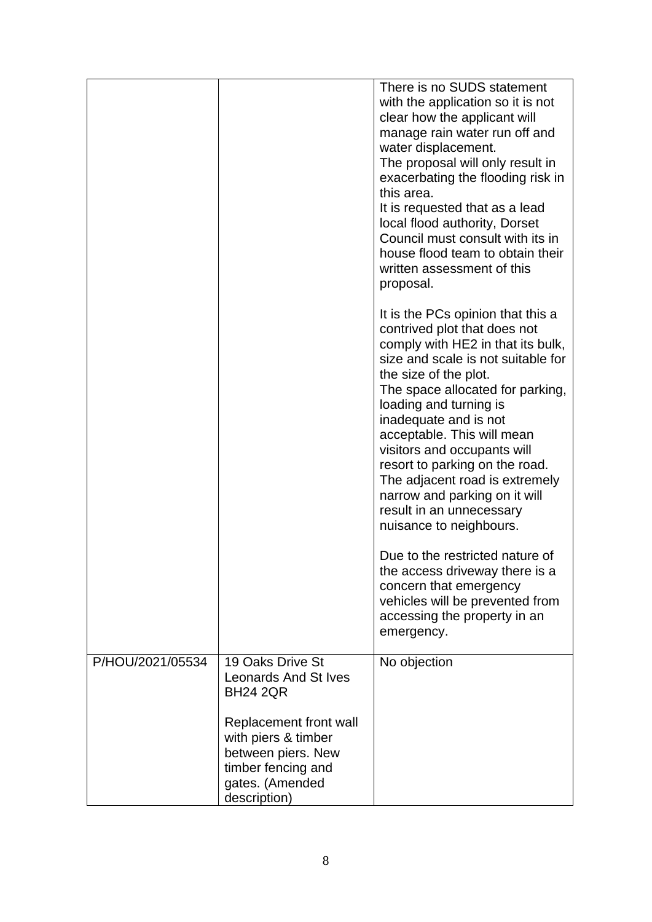|  |  |  |
|---|---|---|
|  |  | There is no SUDS statement with the application so it is not clear how the applicant will manage rain water run off and water displacement.<br>The proposal will only result in exacerbating the flooding risk in this area.<br>It is requested that as a lead local flood authority, Dorset Council must consult with its in house flood team to obtain their written assessment of this proposal.<br><br>It is the PCs opinion that this a contrived plot that does not comply with HE2 in that its bulk, size and scale is not suitable for the size of the plot.<br>The space allocated for parking, loading and turning is inadequate and is not acceptable. This will mean visitors and occupants will resort to parking on the road. The adjacent road is extremely narrow and parking on it will result in an unnecessary nuisance to neighbours.<br><br>Due to the restricted nature of the access driveway there is a concern that emergency vehicles will be prevented from accessing the property in an emergency. |
| P/HOU/2021/05534 | 19 Oaks Drive St Leonards And St Ives BH24 2QR<br><br>Replacement front wall with piers & timber between piers. New timber fencing and gates. (Amended description) | No objection |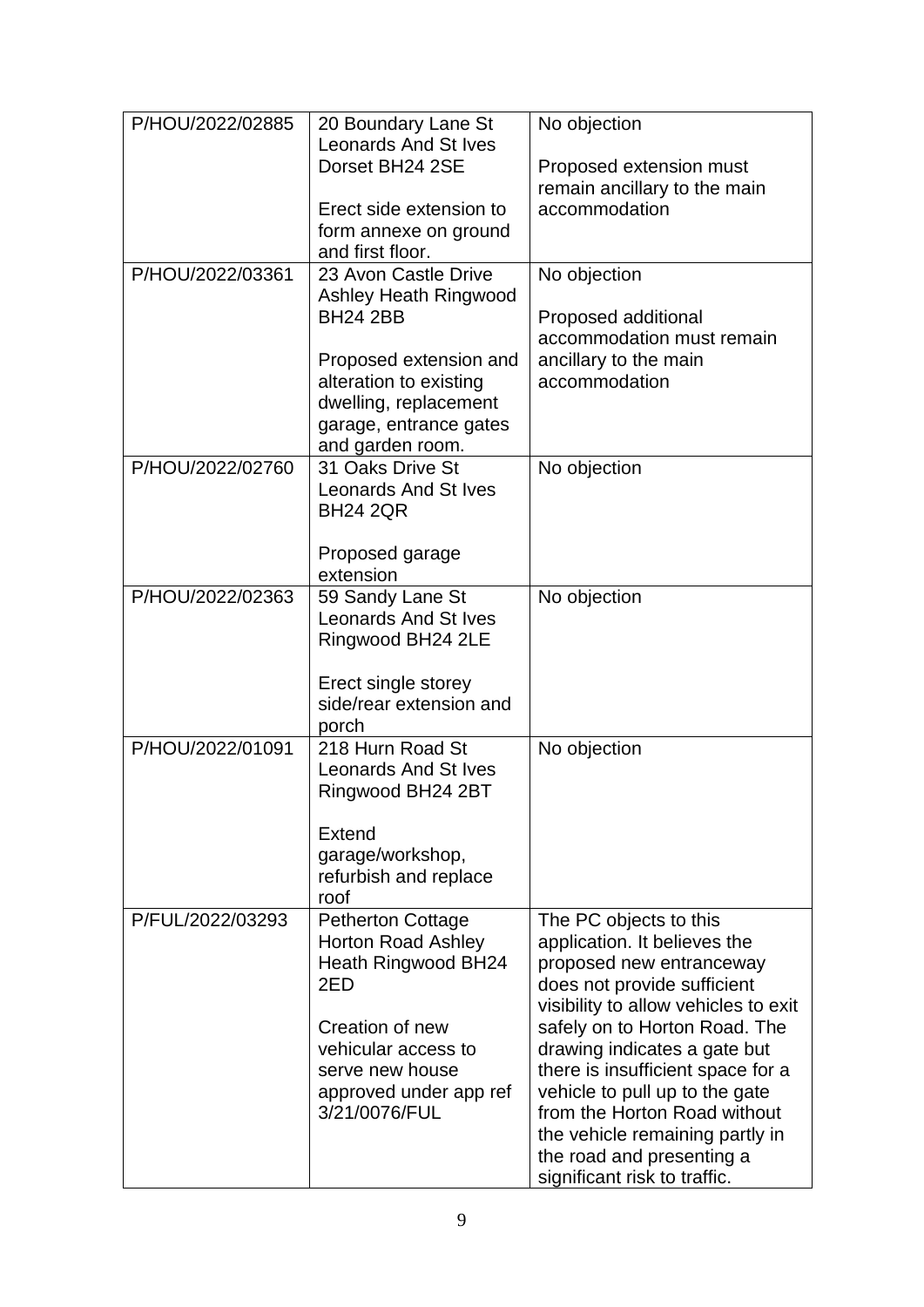| | | |
|---|---|---|
| P/HOU/2022/02885 | 20 Boundary Lane St Leonards And St Ives Dorset BH24 2SE<br><br>Erect side extension to form annexe on ground and first floor. | No objection<br><br>Proposed extension must remain ancillary to the main accommodation |
| P/HOU/2022/03361 | 23 Avon Castle Drive Ashley Heath Ringwood BH24 2BB<br><br>Proposed extension and alteration to existing dwelling, replacement garage, entrance gates and garden room. | No objection<br><br>Proposed additional accommodation must remain ancillary to the main accommodation |
| P/HOU/2022/02760 | 31 Oaks Drive St Leonards And St Ives BH24 2QR<br><br>Proposed garage extension | No objection |
| P/HOU/2022/02363 | 59 Sandy Lane St Leonards And St Ives Ringwood BH24 2LE<br><br>Erect single storey side/rear extension and porch | No objection |
| P/HOU/2022/01091 | 218 Hurn Road St Leonards And St Ives Ringwood BH24 2BT<br><br>Extend garage/workshop, refurbish and replace roof | No objection |
| P/FUL/2022/03293 | Petherton Cottage Horton Road Ashley Heath Ringwood BH24 2ED<br><br>Creation of new vehicular access to serve new house approved under app ref 3/21/0076/FUL | The PC objects to this application. It believes the proposed new entranceway does not provide sufficient visibility to allow vehicles to exit safely on to Horton Road. The drawing indicates a gate but there is insufficient space for a vehicle to pull up to the gate from the Horton Road without the vehicle remaining partly in the road and presenting a significant risk to traffic. |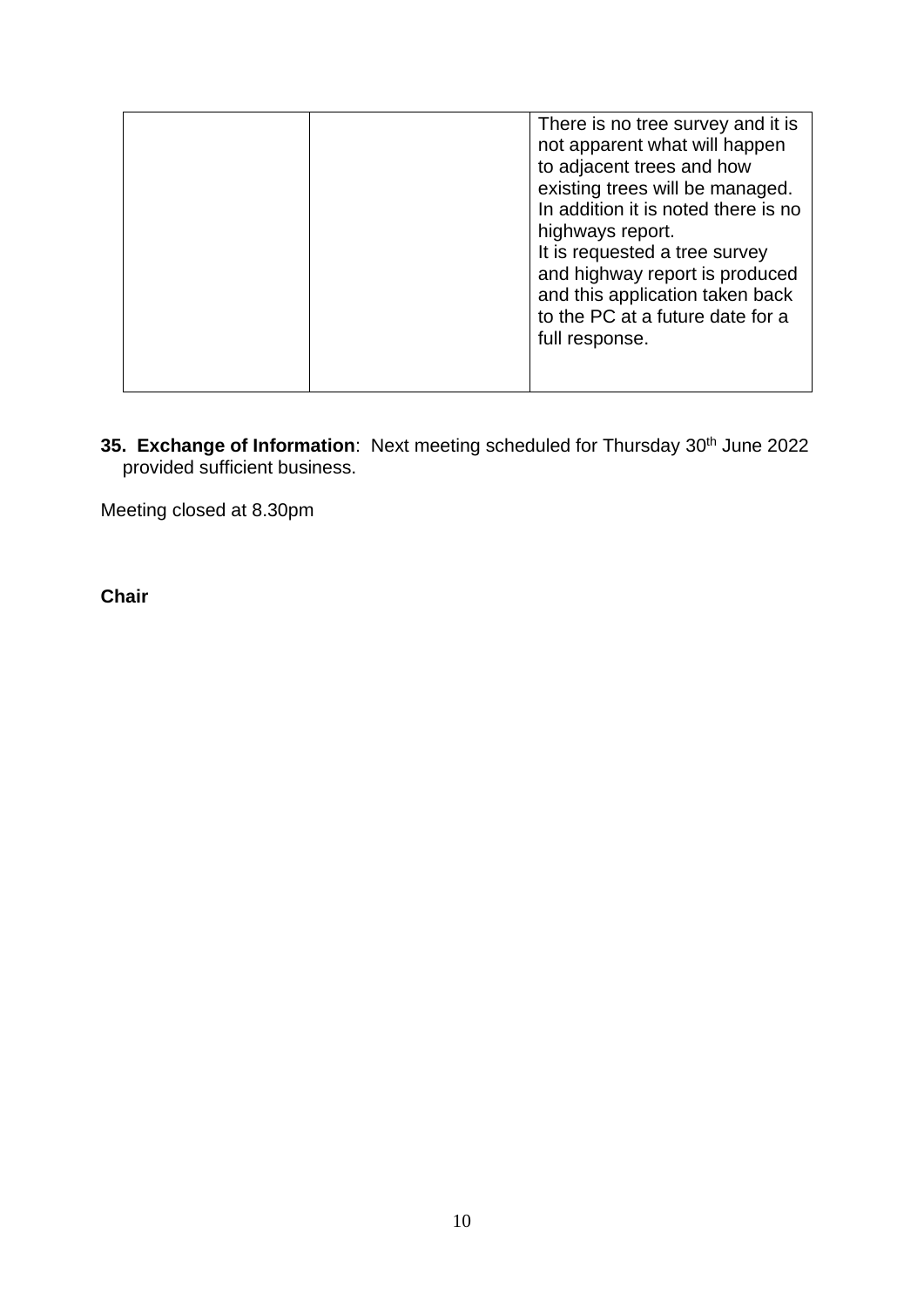| | | |
|---|---|---|
| | | There is no tree survey and it is not apparent what will happen to adjacent trees and how existing trees will be managed. In addition it is noted there is no highways report.<br>It is requested a tree survey and highway report is produced and this application taken back to the PC at a future date for a full response. |

**35. Exchange of Information**: Next meeting scheduled for Thursday 30th June 2022 provided sufficient business.

Meeting closed at 8.30pm

**Chair**